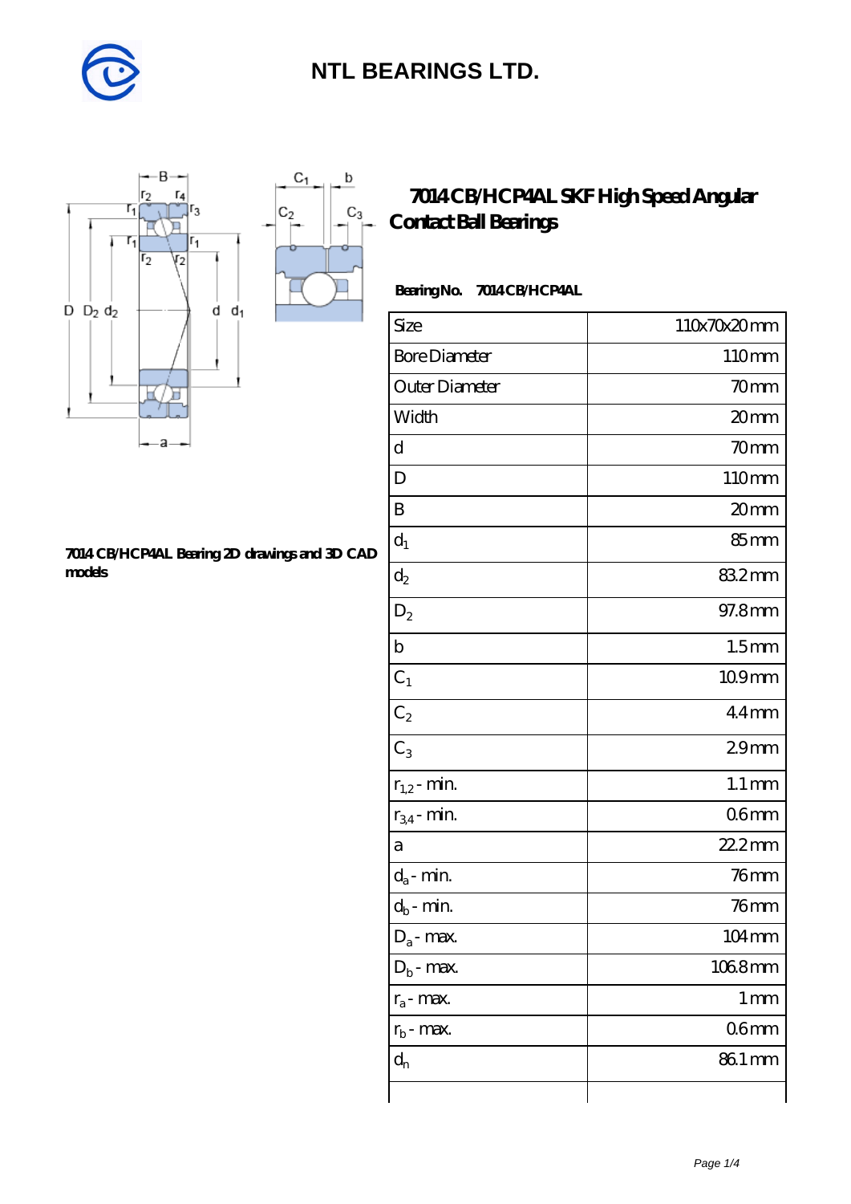# NTL BEARINGS LTD.

## 7014 CB/HCP4AL SKF High Speed Angular Contact Ball Bearings

**Bearing No.** 7014 CB/HCP4AL

| Size | 110x70x20 mm |
|---|---|
| Bore Diameter | 110 mm |
| Outer Diameter | 70 mm |
| Width | 20 mm |
| d | 70 mm |
| D | 110 mm |
| B | 20 mm |
| $d_1$ | 85 mm |
| $d_2$ | 83.2 mm |
| $D_2$ | 97.8 mm |
| b | 1.5 mm |
| $C_1$ | 10.9 mm |
| $C_2$ | 4.4 mm |
| $C_3$ | 2.9 mm |
| $r_{1,2}$ - min. | 1.1 mm |
| $r_{3,4}$ - min. | 0.6 mm |
| a | 22.2 mm |
| $d_a$ - min. | 76 mm |
| $d_b$ - min. | 76 mm |
| $D_a$ - max. | 104 mm |
| $D_b$ - max. | 106.8 mm |
| $r_a$ - max. | 1 mm |
| $r_b$ - max. | 0.6 mm |
| $d_n$ | 86.1 mm |
| | |

**7014 CB/HCP4AL Bearing 2D drawings and 3D CAD models**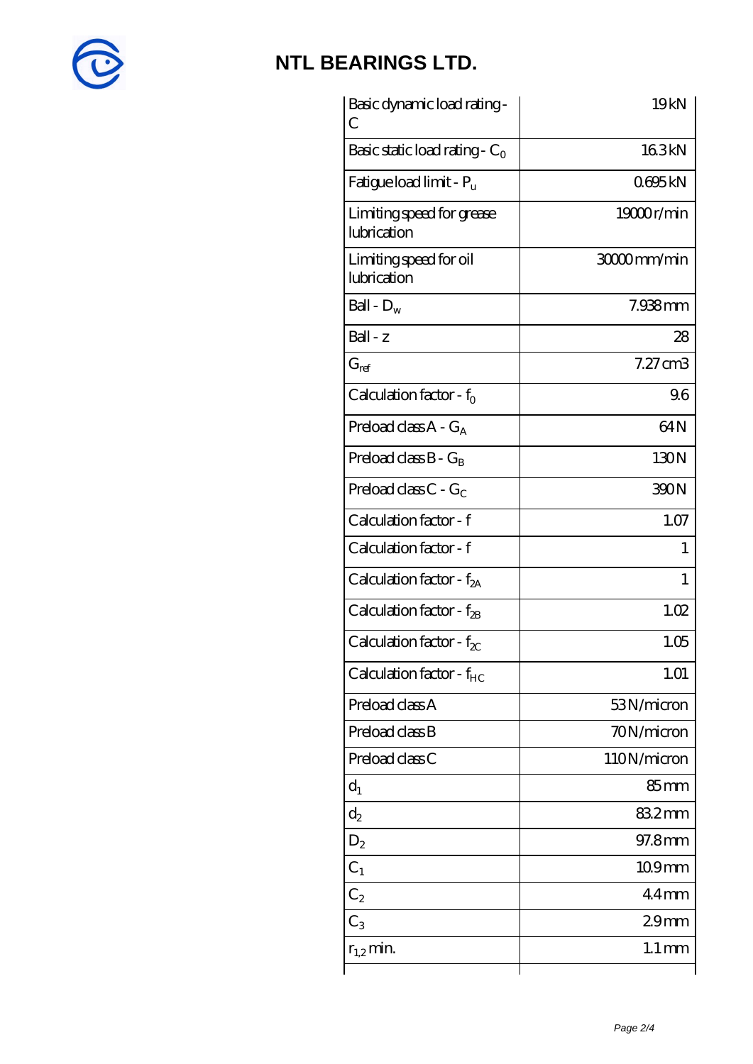# NTL BEARINGS LTD.

| | |
|---|---|
| Basic dynamic load rating - C | 19 kN |
| Basic static load rating - $C_0$ | 16.3 kN |
| Fatigue load limit - $P_u$ | 0.695 kN |
| Limiting speed for grease lubrication | 19000 r/min |
| Limiting speed for oil lubrication | 30000 mm/min |
| Ball - $D_w$ | 7.938 mm |
| Ball - z | 28 |
| $G_{ref}$ | 7.27 cm3 |
| Calculation factor - $f_0$ | 9.6 |
| Preload class A - $G_A$ | 64 N |
| Preload class B - $G_B$ | 130 N |
| Preload class C - $G_C$ | 390 N |
| Calculation factor - f | 1.07 |
| Calculation factor - f | 1 |
| Calculation factor - $f_{2A}$ | 1 |
| Calculation factor - $f_{2B}$ | 1.02 |
| Calculation factor - $f_{2C}$ | 1.05 |
| Calculation factor - $f_{HC}$ | 1.01 |
| Preload class A | 53 N/micron |
| Preload class B | 70 N/micron |
| Preload class C | 110 N/micron |
| $d_1$ | 85 mm |
| $d_2$ | 83.2 mm |
| $D_2$ | 97.8 mm |
| $C_1$ | 10.9 mm |
| $C_2$ | 4.4 mm |
| $C_3$ | 2.9 mm |
| $r_{1,2}$ min. | 1.1 mm |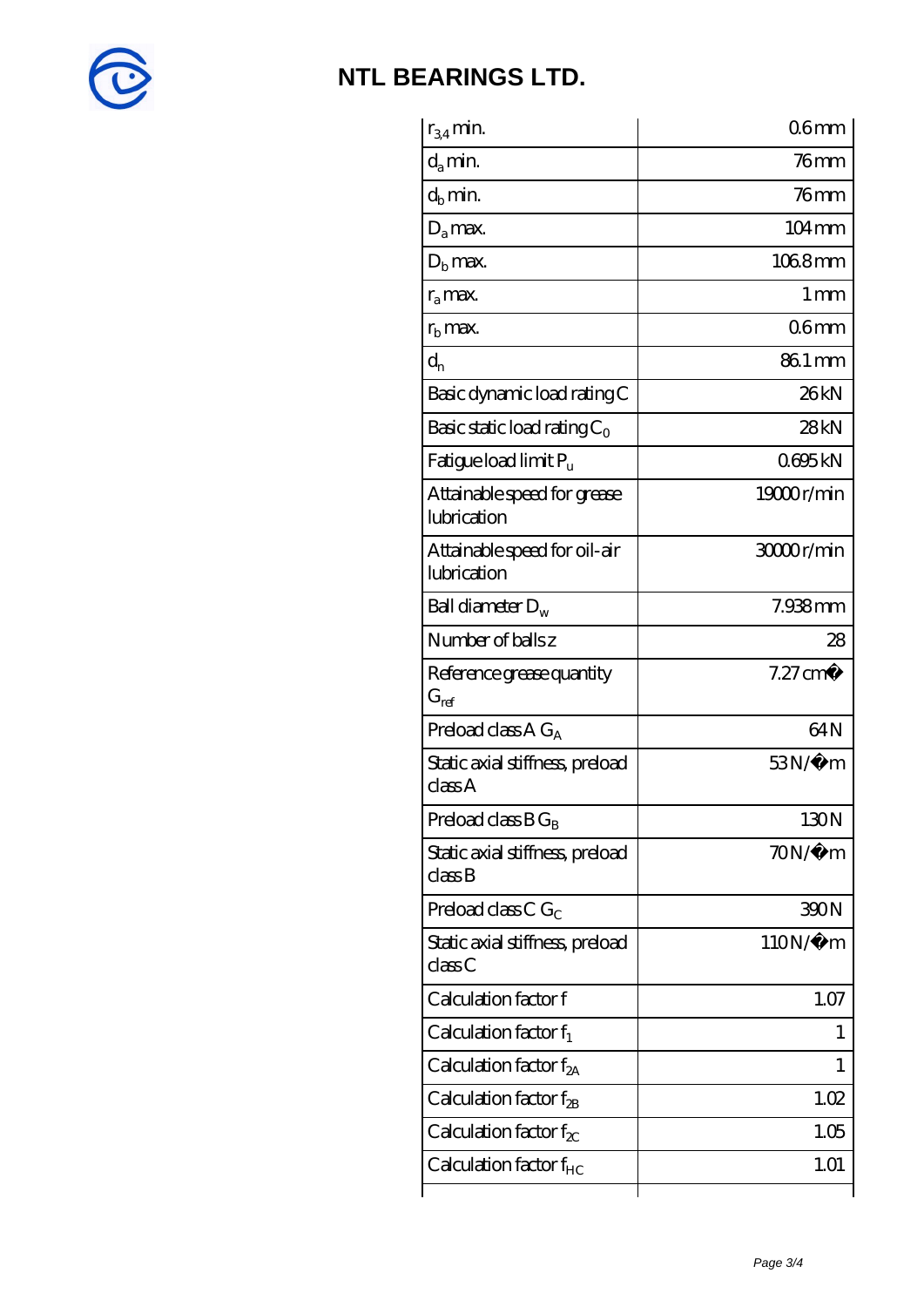# NTL BEARINGS LTD.

| | |
|---|---|
| $r_{3,4}$ min. | 0.6 mm |
| $d_a$ min. | 76 mm |
| $d_b$ min. | 76 mm |
| $D_a$ max. | 104 mm |
| $D_b$ max. | 106.8 mm |
| $r_a$ max. | 1 mm |
| $r_b$ max. | 0.6 mm |
| $d_n$ | 86.1 mm |
| Basic dynamic load rating C | 26 kN |
| Basic static load rating $C_0$ | 28 kN |
| Fatigue load limit $P_u$ | 0.695 kN |
| Attainable speed for grease lubrication | 19000 r/min |
| Attainable speed for oil-air lubrication | 30000 r/min |
| Ball diameter $D_w$ | 7.938 mm |
| Number of balls z | 28 |
| Reference grease quantity $G_{ref}$ | 7.27 cm� |
| Preload class A $G_A$ | 64 N |
| Static axial stiffness, preload class A | 53 N/�m |
| Preload class B $G_B$ | 130 N |
| Static axial stiffness, preload class B | 70 N/�m |
| Preload class C $G_C$ | 390 N |
| Static axial stiffness, preload class C | 110 N/�m |
| Calculation factor f | 1.07 |
| Calculation factor $f_1$ | 1 |
| Calculation factor $f_{2A}$ | 1 |
| Calculation factor $f_{2B}$ | 1.02 |
| Calculation factor $f_{2C}$ | 1.05 |
| Calculation factor $f_{HC}$ | 1.01 |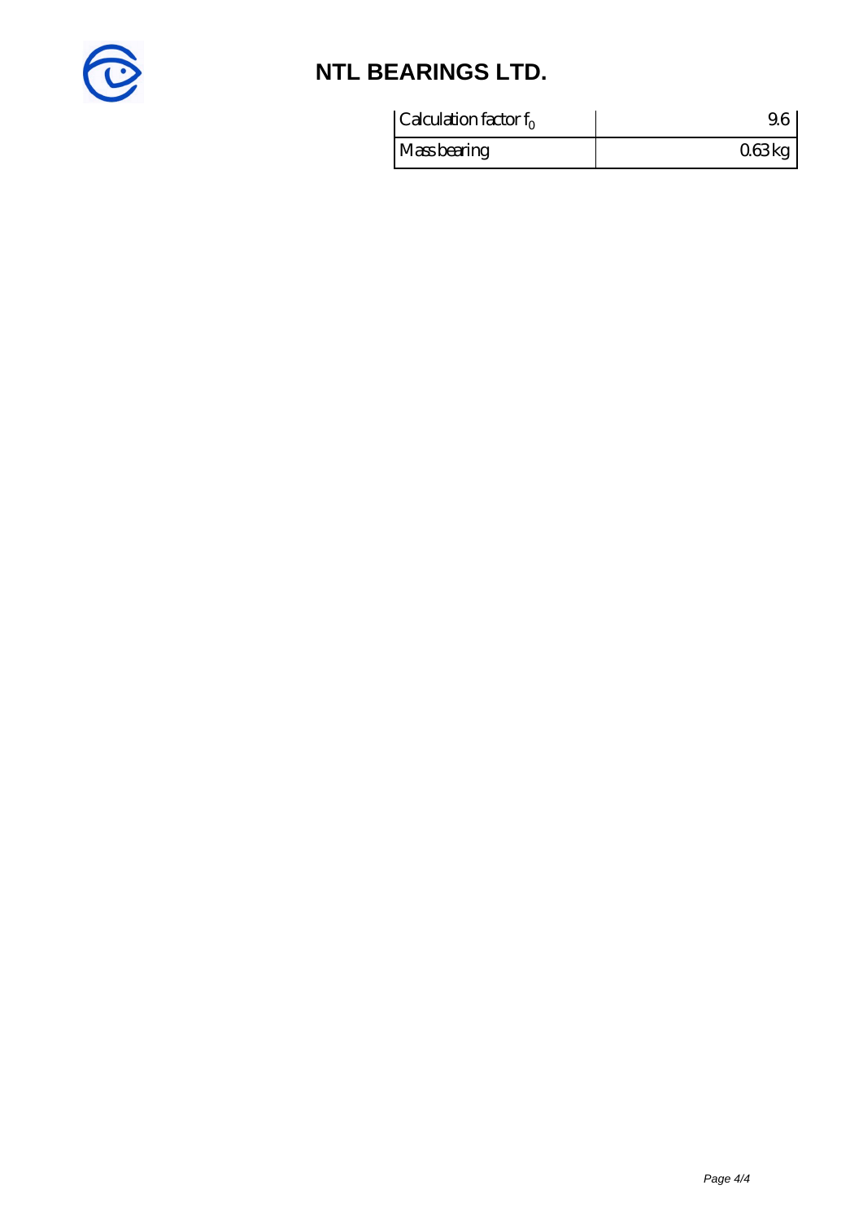| | |
|---|---|
| Calculation factor $f_0$ | 9.6 |
| Mass bearing | 0.63 kg |